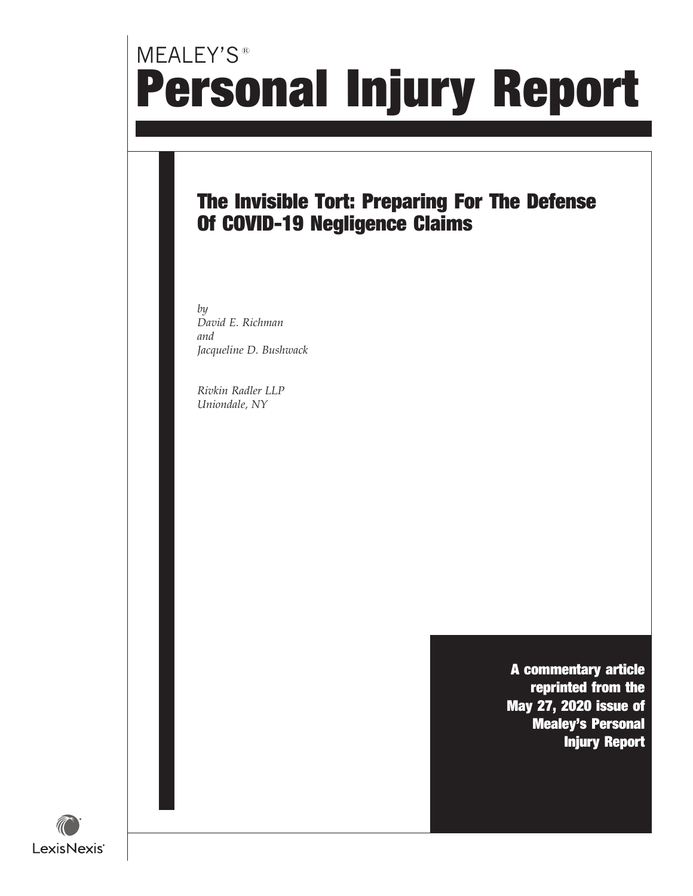MEALEY'S®

# Personal Injury Report

## The Invisible Tort: Preparing For The Defense Of COVID-19 Negligence Claims

*by*
*David E. Richman*
*and*
*Jacqueline D. Bushwack*

*Rivkin Radler LLP*
*Uniondale, NY*

**A commentary article reprinted from the May 27, 2020 issue of Mealey's Personal Injury Report**

LexisNexis®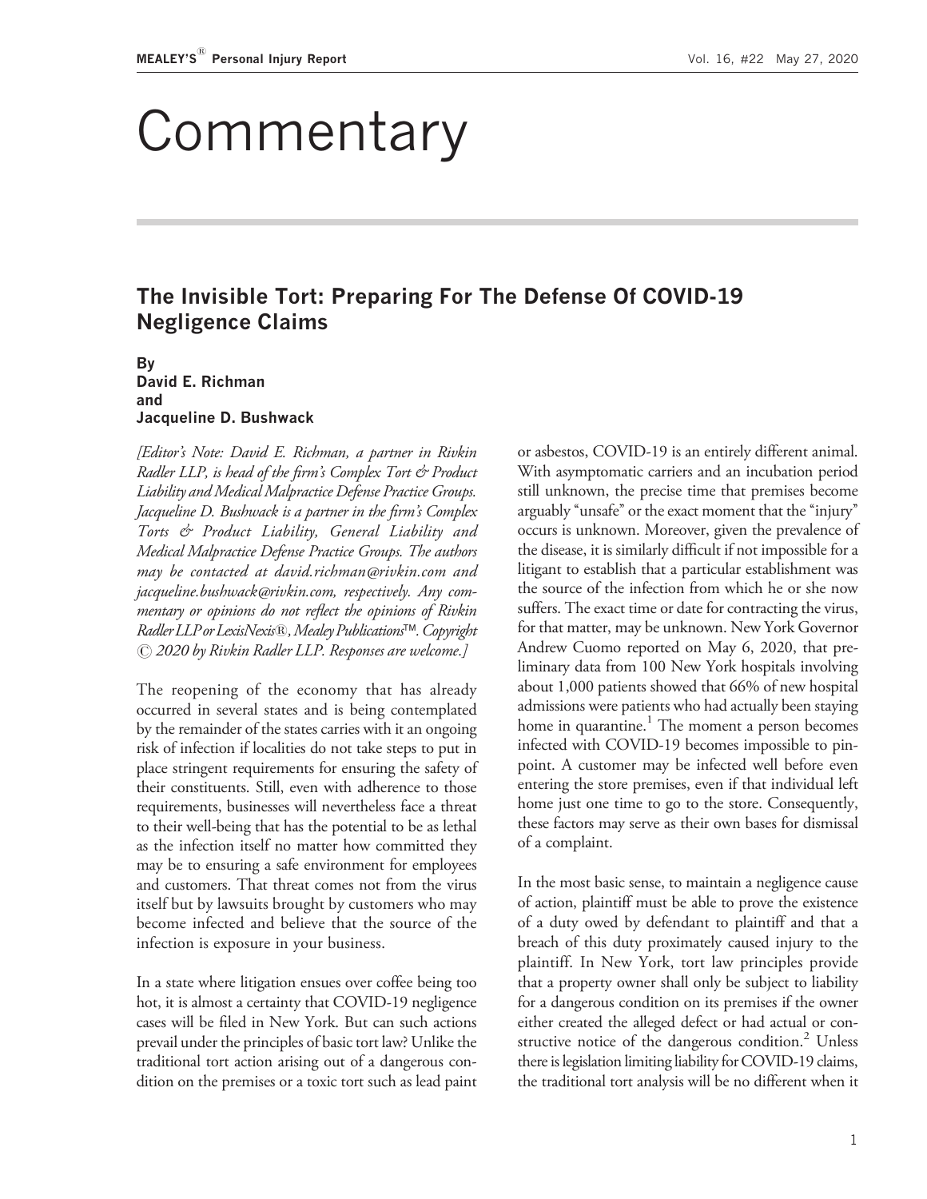# Commentary

## The Invisible Tort: Preparing For The Defense Of COVID-19 Negligence Claims

**By**
**David E. Richman**
**and**
**Jacqueline D. Bushwack**

*[Editor's Note: David E. Richman, a partner in Rivkin Radler LLP, is head of the firm's Complex Tort & Product Liability and Medical Malpractice Defense Practice Groups. Jacqueline D. Bushwack is a partner in the firm's Complex Torts & Product Liability, General Liability and Medical Malpractice Defense Practice Groups. The authors may be contacted at david.richman@rivkin.com and jacqueline.bushwack@rivkin.com, respectively. Any commentary or opinions do not reflect the opinions of Rivkin Radler LLP or LexisNexis®, Mealey Publications™. Copyright © 2020 by Rivkin Radler LLP. Responses are welcome.]*

The reopening of the economy that has already occurred in several states and is being contemplated by the remainder of the states carries with it an ongoing risk of infection if localities do not take steps to put in place stringent requirements for ensuring the safety of their constituents. Still, even with adherence to those requirements, businesses will nevertheless face a threat to their well-being that has the potential to be as lethal as the infection itself no matter how committed they may be to ensuring a safe environment for employees and customers. That threat comes not from the virus itself but by lawsuits brought by customers who may become infected and believe that the source of the infection is exposure in your business.

In a state where litigation ensues over coffee being too hot, it is almost a certainty that COVID-19 negligence cases will be filed in New York. But can such actions prevail under the principles of basic tort law? Unlike the traditional tort action arising out of a dangerous condition on the premises or a toxic tort such as lead paint or asbestos, COVID-19 is an entirely different animal. With asymptomatic carriers and an incubation period still unknown, the precise time that premises become arguably "unsafe" or the exact moment that the "injury" occurs is unknown. Moreover, given the prevalence of the disease, it is similarly difficult if not impossible for a litigant to establish that a particular establishment was the source of the infection from which he or she now suffers. The exact time or date for contracting the virus, for that matter, may be unknown. New York Governor Andrew Cuomo reported on May 6, 2020, that preliminary data from 100 New York hospitals involving about 1,000 patients showed that 66% of new hospital admissions were patients who had actually been staying home in quarantine.[1] The moment a person becomes infected with COVID-19 becomes impossible to pinpoint. A customer may be infected well before even entering the store premises, even if that individual left home just one time to go to the store. Consequently, these factors may serve as their own bases for dismissal of a complaint.

In the most basic sense, to maintain a negligence cause of action, plaintiff must be able to prove the existence of a duty owed by defendant to plaintiff and that a breach of this duty proximately caused injury to the plaintiff. In New York, tort law principles provide that a property owner shall only be subject to liability for a dangerous condition on its premises if the owner either created the alleged defect or had actual or constructive notice of the dangerous condition.[2] Unless there is legislation limiting liability for COVID-19 claims, the traditional tort analysis will be no different when it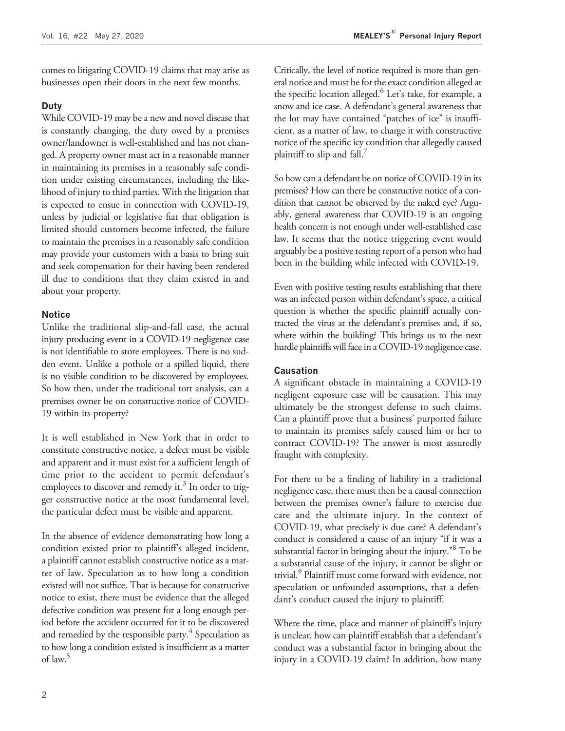comes to litigating COVID-19 claims that may arise as businesses open their doors in the next few months.

### Duty

While COVID-19 may be a new and novel disease that is constantly changing, the duty owed by a premises owner/landowner is well-established and has not changed. A property owner must act in a reasonable manner in maintaining its premises in a reasonably safe condition under existing circumstances, including the likelihood of injury to third parties. With the litigation that is expected to ensue in connection with COVID-19, unless by judicial or legislative fiat that obligation is limited should customers become infected, the failure to maintain the premises in a reasonably safe condition may provide your customers with a basis to bring suit and seek compensation for their having been rendered ill due to conditions that they claim existed in and about your property.

### Notice

Unlike the traditional slip-and-fall case, the actual injury producing event in a COVID-19 negligence case is not identifiable to store employees. There is no sudden event. Unlike a pothole or a spilled liquid, there is no visible condition to be discovered by employees. So how then, under the traditional tort analysis, can a premises owner be on constructive notice of COVID-19 within its property?

It is well established in New York that in order to constitute constructive notice, a defect must be visible and apparent and it must exist for a sufficient length of time prior to the accident to permit defendant's employees to discover and remedy it.[3] In order to trigger constructive notice at the most fundamental level, the particular defect must be visible and apparent.

In the absence of evidence demonstrating how long a condition existed prior to plaintiff's alleged incident, a plaintiff cannot establish constructive notice as a matter of law. Speculation as to how long a condition existed will not suffice. That is because for constructive notice to exist, there must be evidence that the alleged defective condition was present for a long enough period before the accident occurred for it to be discovered and remedied by the responsible party.[4] Speculation as to how long a condition existed is insufficient as a matter of law.[5]

Critically, the level of notice required is more than general notice and must be for the exact condition alleged at the specific location alleged.[6] Let's take, for example, a snow and ice case. A defendant's general awareness that the lot may have contained "patches of ice" is insufficient, as a matter of law, to charge it with constructive notice of the specific icy condition that allegedly caused plaintiff to slip and fall.[7]

So how can a defendant be on notice of COVID-19 in its premises? How can there be constructive notice of a condition that cannot be observed by the naked eye? Arguably, general awareness that COVID-19 is an ongoing health concern is not enough under well-established case law. It seems that the notice triggering event would arguably be a positive testing report of a person who had been in the building while infected with COVID-19.

Even with positive testing results establishing that there was an infected person within defendant's space, a critical question is whether the specific plaintiff actually contracted the virus at the defendant's premises and, if so, where within the building? This brings us to the next hurdle plaintiffs will face in a COVID-19 negligence case.

### Causation

A significant obstacle in maintaining a COVID-19 negligent exposure case will be causation. This may ultimately be the strongest defense to such claims. Can a plaintiff prove that a business' purported failure to maintain its premises safely caused him or her to contract COVID-19? The answer is most assuredly fraught with complexity.

For there to be a finding of liability in a traditional negligence case, there must then be a causal connection between the premises owner's failure to exercise due care and the ultimate injury. In the context of COVID-19, what precisely is due care? A defendant's conduct is considered a cause of an injury "if it was a substantial factor in bringing about the injury."[8] To be a substantial cause of the injury, it cannot be slight or trivial.[9] Plaintiff must come forward with evidence, not speculation or unfounded assumptions, that a defendant's conduct caused the injury to plaintiff.

Where the time, place and manner of plaintiff's injury is unclear, how can plaintiff establish that a defendant's conduct was a substantial factor in bringing about the injury in a COVID-19 claim? In addition, how many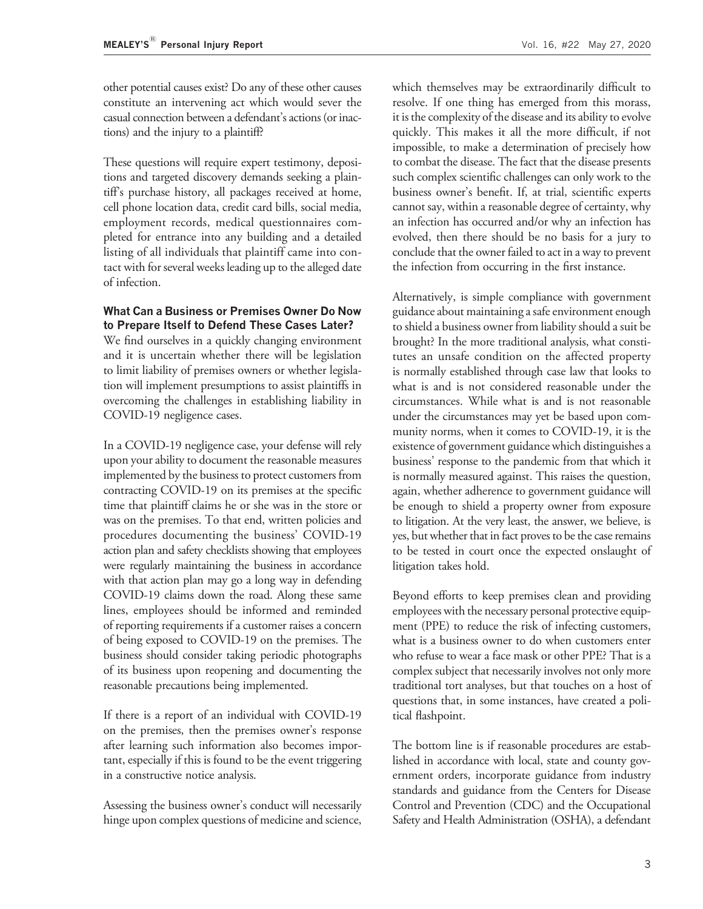other potential causes exist? Do any of these other causes constitute an intervening act which would sever the casual connection between a defendant's actions (or inactions) and the injury to a plaintiff?

These questions will require expert testimony, depositions and targeted discovery demands seeking a plaintiff's purchase history, all packages received at home, cell phone location data, credit card bills, social media, employment records, medical questionnaires completed for entrance into any building and a detailed listing of all individuals that plaintiff came into contact with for several weeks leading up to the alleged date of infection.

### What Can a Business or Premises Owner Do Now to Prepare Itself to Defend These Cases Later?

We find ourselves in a quickly changing environment and it is uncertain whether there will be legislation to limit liability of premises owners or whether legislation will implement presumptions to assist plaintiffs in overcoming the challenges in establishing liability in COVID-19 negligence cases.

In a COVID-19 negligence case, your defense will rely upon your ability to document the reasonable measures implemented by the business to protect customers from contracting COVID-19 on its premises at the specific time that plaintiff claims he or she was in the store or was on the premises. To that end, written policies and procedures documenting the business' COVID-19 action plan and safety checklists showing that employees were regularly maintaining the business in accordance with that action plan may go a long way in defending COVID-19 claims down the road. Along these same lines, employees should be informed and reminded of reporting requirements if a customer raises a concern of being exposed to COVID-19 on the premises. The business should consider taking periodic photographs of its business upon reopening and documenting the reasonable precautions being implemented.

If there is a report of an individual with COVID-19 on the premises, then the premises owner's response after learning such information also becomes important, especially if this is found to be the event triggering in a constructive notice analysis.

Assessing the business owner's conduct will necessarily hinge upon complex questions of medicine and science, which themselves may be extraordinarily difficult to resolve. If one thing has emerged from this morass, it is the complexity of the disease and its ability to evolve quickly. This makes it all the more difficult, if not impossible, to make a determination of precisely how to combat the disease. The fact that the disease presents such complex scientific challenges can only work to the business owner's benefit. If, at trial, scientific experts cannot say, within a reasonable degree of certainty, why an infection has occurred and/or why an infection has evolved, then there should be no basis for a jury to conclude that the owner failed to act in a way to prevent the infection from occurring in the first instance.

Alternatively, is simple compliance with government guidance about maintaining a safe environment enough to shield a business owner from liability should a suit be brought? In the more traditional analysis, what constitutes an unsafe condition on the affected property is normally established through case law that looks to what is and is not considered reasonable under the circumstances. While what is and is not reasonable under the circumstances may yet be based upon community norms, when it comes to COVID-19, it is the existence of government guidance which distinguishes a business' response to the pandemic from that which it is normally measured against. This raises the question, again, whether adherence to government guidance will be enough to shield a property owner from exposure to litigation. At the very least, the answer, we believe, is yes, but whether that in fact proves to be the case remains to be tested in court once the expected onslaught of litigation takes hold.

Beyond efforts to keep premises clean and providing employees with the necessary personal protective equipment (PPE) to reduce the risk of infecting customers, what is a business owner to do when customers enter who refuse to wear a face mask or other PPE? That is a complex subject that necessarily involves not only more traditional tort analyses, but that touches on a host of questions that, in some instances, have created a political flashpoint.

The bottom line is if reasonable procedures are established in accordance with local, state and county government orders, incorporate guidance from industry standards and guidance from the Centers for Disease Control and Prevention (CDC) and the Occupational Safety and Health Administration (OSHA), a defendant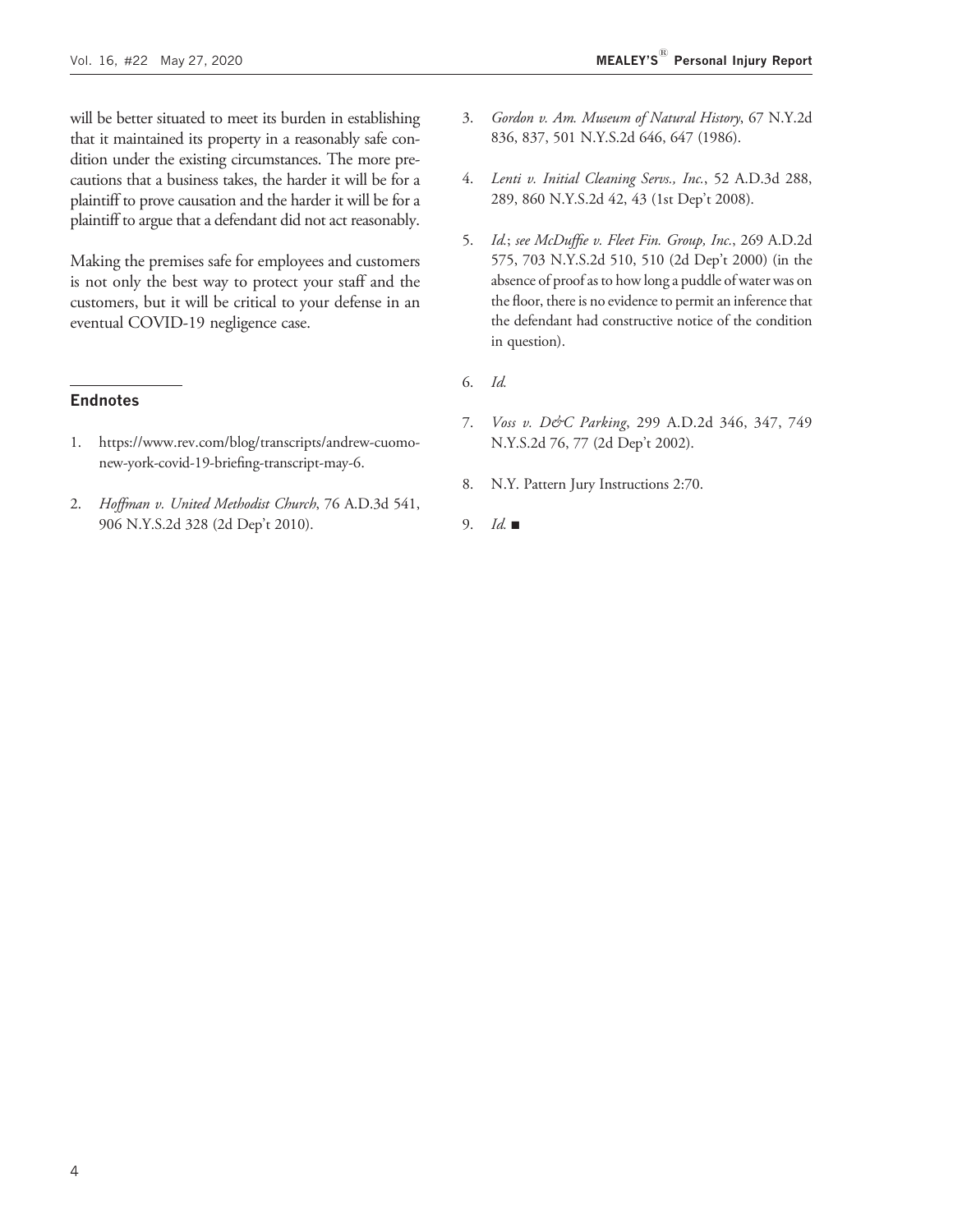will be better situated to meet its burden in establishing that it maintained its property in a reasonably safe condition under the existing circumstances. The more precautions that a business takes, the harder it will be for a plaintiff to prove causation and the harder it will be for a plaintiff to argue that a defendant did not act reasonably.

Making the premises safe for employees and customers is not only the best way to protect your staff and the customers, but it will be critical to your defense in an eventual COVID-19 negligence case.

---

**Endnotes**

1. https://www.rev.com/blog/transcripts/andrew-cuomo-new-york-covid-19-briefing-transcript-may-6.

2. *Hoffman v. United Methodist Church*, 76 A.D.3d 541, 906 N.Y.S.2d 328 (2d Dep't 2010).

3. *Gordon v. Am. Museum of Natural History*, 67 N.Y.2d 836, 837, 501 N.Y.S.2d 646, 647 (1986).

4. *Lenti v. Initial Cleaning Servs., Inc.*, 52 A.D.3d 288, 289, 860 N.Y.S.2d 42, 43 (1st Dep't 2008).

5. *Id.*; *see McDuffie v. Fleet Fin. Group, Inc.*, 269 A.D.2d 575, 703 N.Y.S.2d 510, 510 (2d Dep't 2000) (in the absence of proof as to how long a puddle of water was on the floor, there is no evidence to permit an inference that the defendant had constructive notice of the condition in question).

6. *Id.*

7. *Voss v. D&C Parking*, 299 A.D.2d 346, 347, 749 N.Y.S.2d 76, 77 (2d Dep't 2002).

8. N.Y. Pattern Jury Instructions 2:70.

9. *Id.* ■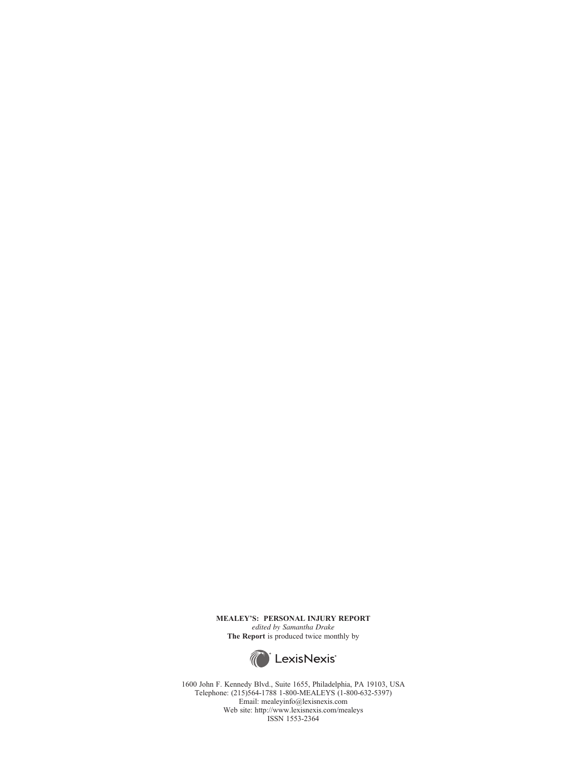**MEALEY'S: PERSONAL INJURY REPORT**
*edited by Samantha Drake*
**The Report** is produced twice monthly by

LexisNexis

1600 John F. Kennedy Blvd., Suite 1655, Philadelphia, PA 19103, USA
Telephone: (215)564-1788 1-800-MEALEYS (1-800-632-5397)
Email: mealeyinfo@lexisnexis.com
Web site: http://www.lexisnexis.com/mealeys
ISSN 1553-2364